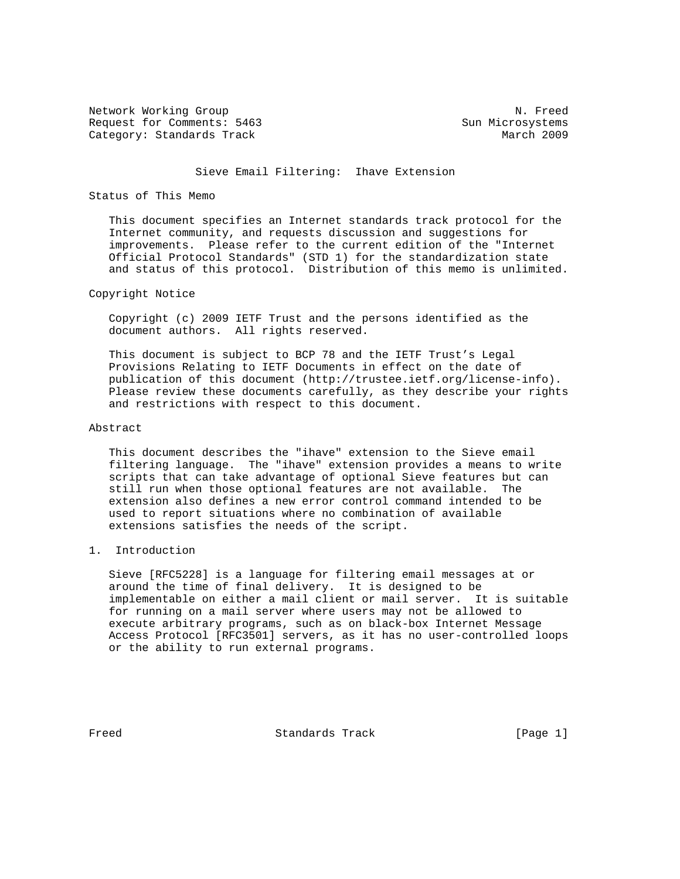Network Working Group N. Freed
Request for Comments: 5463 Sun Microsystems
Category: Standards Track March 2009

# Sieve Email Filtering: Ihave Extension

## Status of This Memo

This document specifies an Internet standards track protocol for the Internet community, and requests discussion and suggestions for improvements. Please refer to the current edition of the "Internet Official Protocol Standards" (STD 1) for the standardization state and status of this protocol. Distribution of this memo is unlimited.

## Copyright Notice

Copyright (c) 2009 IETF Trust and the persons identified as the document authors. All rights reserved.

This document is subject to BCP 78 and the IETF Trust's Legal Provisions Relating to IETF Documents in effect on the date of publication of this document (http://trustee.ietf.org/license-info). Please review these documents carefully, as they describe your rights and restrictions with respect to this document.

## Abstract

This document describes the "ihave" extension to the Sieve email filtering language. The "ihave" extension provides a means to write scripts that can take advantage of optional Sieve features but can still run when those optional features are not available. The extension also defines a new error control command intended to be used to report situations where no combination of available extensions satisfies the needs of the script.

## 1. Introduction

Sieve [RFC5228] is a language for filtering email messages at or around the time of final delivery. It is designed to be implementable on either a mail client or mail server. It is suitable for running on a mail server where users may not be allowed to execute arbitrary programs, such as on black-box Internet Message Access Protocol [RFC3501] servers, as it has no user-controlled loops or the ability to run external programs.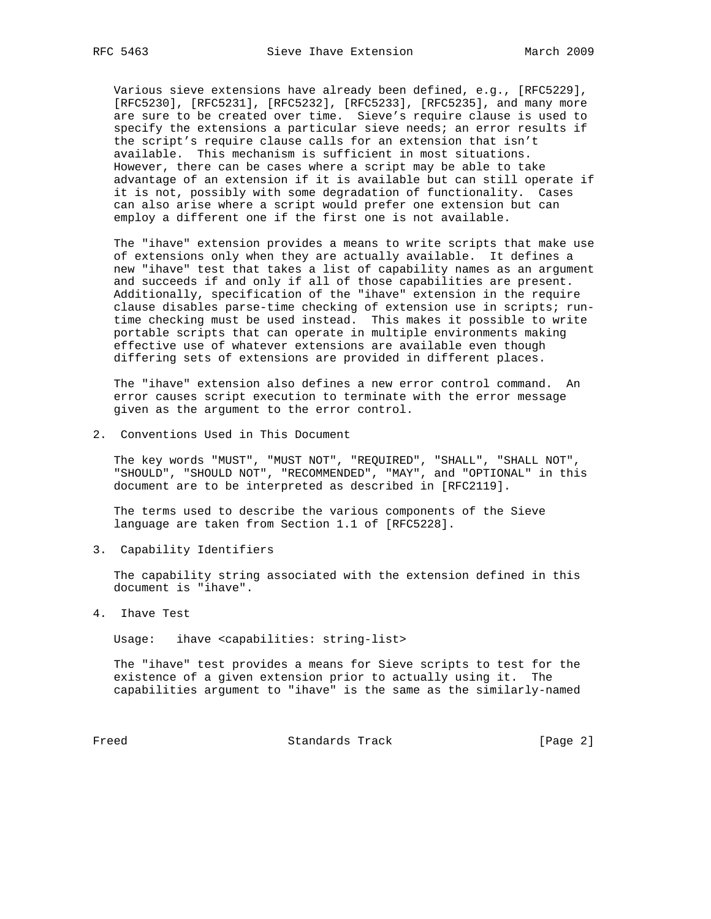Various sieve extensions have already been defined, e.g., [RFC5229], [RFC5230], [RFC5231], [RFC5232], [RFC5233], [RFC5235], and many more are sure to be created over time. Sieve's require clause is used to specify the extensions a particular sieve needs; an error results if the script's require clause calls for an extension that isn't available. This mechanism is sufficient in most situations. However, there can be cases where a script may be able to take advantage of an extension if it is available but can still operate if it is not, possibly with some degradation of functionality. Cases can also arise where a script would prefer one extension but can employ a different one if the first one is not available.

The "ihave" extension provides a means to write scripts that make use of extensions only when they are actually available. It defines a new "ihave" test that takes a list of capability names as an argument and succeeds if and only if all of those capabilities are present. Additionally, specification of the "ihave" extension in the require clause disables parse-time checking of extension use in scripts; run-time checking must be used instead. This makes it possible to write portable scripts that can operate in multiple environments making effective use of whatever extensions are available even though differing sets of extensions are provided in different places.

The "ihave" extension also defines a new error control command. An error causes script execution to terminate with the error message given as the argument to the error control.

## 2. Conventions Used in This Document

The key words "MUST", "MUST NOT", "REQUIRED", "SHALL", "SHALL NOT", "SHOULD", "SHOULD NOT", "RECOMMENDED", "MAY", and "OPTIONAL" in this document are to be interpreted as described in [RFC2119].

The terms used to describe the various components of the Sieve language are taken from Section 1.1 of [RFC5228].

## 3. Capability Identifiers

The capability string associated with the extension defined in this document is "ihave".

## 4. Ihave Test

```
Usage:   ihave <capabilities: string-list>
```

The "ihave" test provides a means for Sieve scripts to test for the existence of a given extension prior to actually using it. The capabilities argument to "ihave" is the same as the similarly-named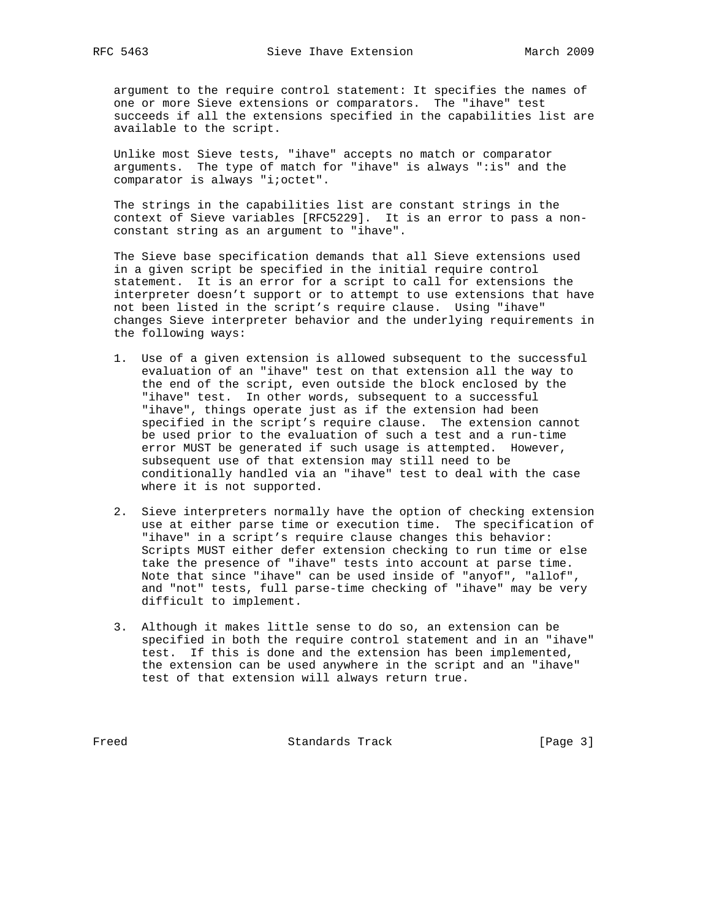argument to the require control statement: It specifies the names of one or more Sieve extensions or comparators. The "ihave" test succeeds if all the extensions specified in the capabilities list are available to the script.

Unlike most Sieve tests, "ihave" accepts no match or comparator arguments. The type of match for "ihave" is always ":is" and the comparator is always "i;octet".

The strings in the capabilities list are constant strings in the context of Sieve variables [RFC5229]. It is an error to pass a non-constant string as an argument to "ihave".

The Sieve base specification demands that all Sieve extensions used in a given script be specified in the initial require control statement. It is an error for a script to call for extensions the interpreter doesn't support or to attempt to use extensions that have not been listed in the script's require clause. Using "ihave" changes Sieve interpreter behavior and the underlying requirements in the following ways:

1. Use of a given extension is allowed subsequent to the successful evaluation of an "ihave" test on that extension all the way to the end of the script, even outside the block enclosed by the "ihave" test. In other words, subsequent to a successful "ihave", things operate just as if the extension had been specified in the script's require clause. The extension cannot be used prior to the evaluation of such a test and a run-time error MUST be generated if such usage is attempted. However, subsequent use of that extension may still need to be conditionally handled via an "ihave" test to deal with the case where it is not supported.

2. Sieve interpreters normally have the option of checking extension use at either parse time or execution time. The specification of "ihave" in a script's require clause changes this behavior: Scripts MUST either defer extension checking to run time or else take the presence of "ihave" tests into account at parse time. Note that since "ihave" can be used inside of "anyof", "allof", and "not" tests, full parse-time checking of "ihave" may be very difficult to implement.

3. Although it makes little sense to do so, an extension can be specified in both the require control statement and in an "ihave" test. If this is done and the extension has been implemented, the extension can be used anywhere in the script and an "ihave" test of that extension will always return true.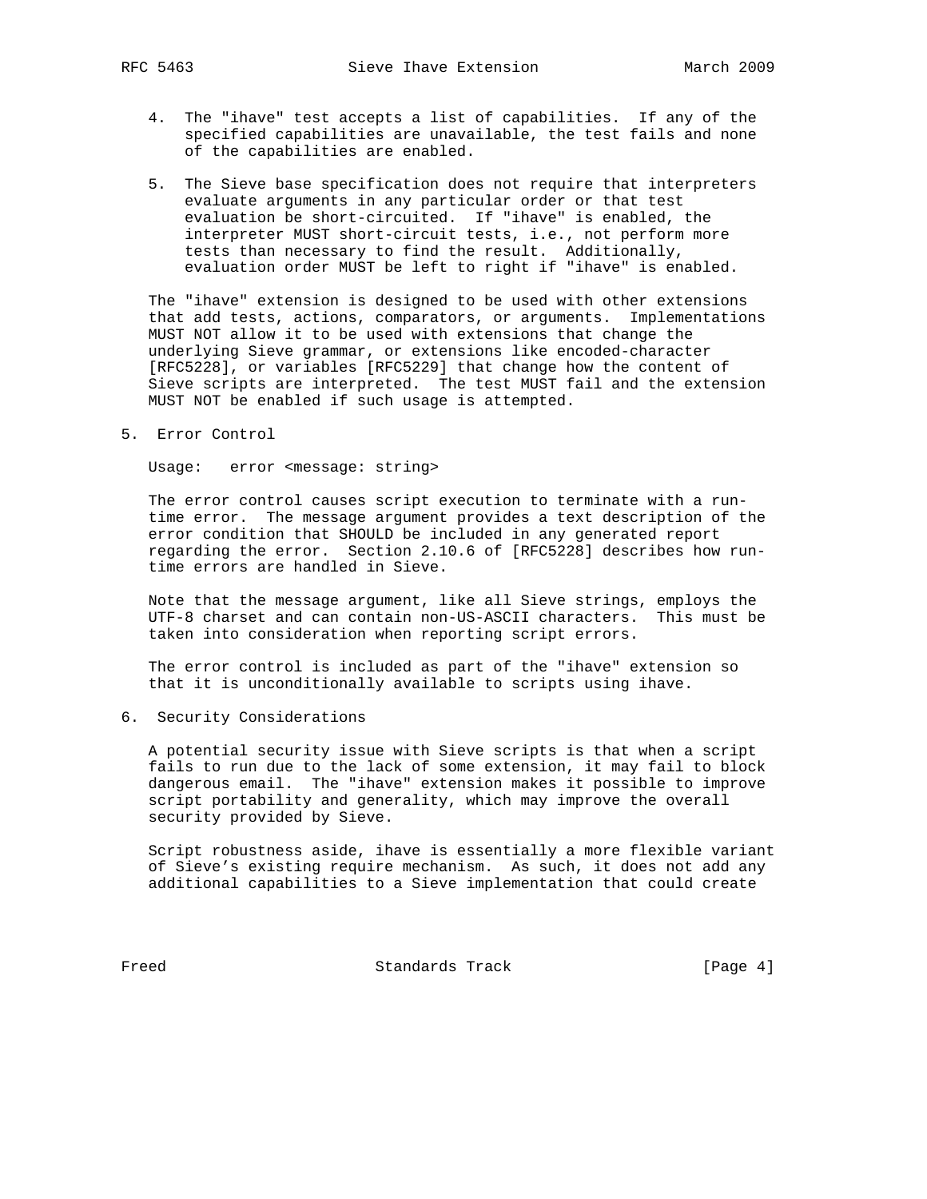4. The "ihave" test accepts a list of capabilities. If any of the specified capabilities are unavailable, the test fails and none of the capabilities are enabled.

5. The Sieve base specification does not require that interpreters evaluate arguments in any particular order or that test evaluation be short-circuited. If "ihave" is enabled, the interpreter MUST short-circuit tests, i.e., not perform more tests than necessary to find the result. Additionally, evaluation order MUST be left to right if "ihave" is enabled.

The "ihave" extension is designed to be used with other extensions that add tests, actions, comparators, or arguments. Implementations MUST NOT allow it to be used with extensions that change the underlying Sieve grammar, or extensions like encoded-character [RFC5228], or variables [RFC5229] that change how the content of Sieve scripts are interpreted. The test MUST fail and the extension MUST NOT be enabled if such usage is attempted.

## 5. Error Control

Usage: error <message: string>

The error control causes script execution to terminate with a run-time error. The message argument provides a text description of the error condition that SHOULD be included in any generated report regarding the error. Section 2.10.6 of [RFC5228] describes how run-time errors are handled in Sieve.

Note that the message argument, like all Sieve strings, employs the UTF-8 charset and can contain non-US-ASCII characters. This must be taken into consideration when reporting script errors.

The error control is included as part of the "ihave" extension so that it is unconditionally available to scripts using ihave.

## 6. Security Considerations

A potential security issue with Sieve scripts is that when a script fails to run due to the lack of some extension, it may fail to block dangerous email. The "ihave" extension makes it possible to improve script portability and generality, which may improve the overall security provided by Sieve.

Script robustness aside, ihave is essentially a more flexible variant of Sieve's existing require mechanism. As such, it does not add any additional capabilities to a Sieve implementation that could create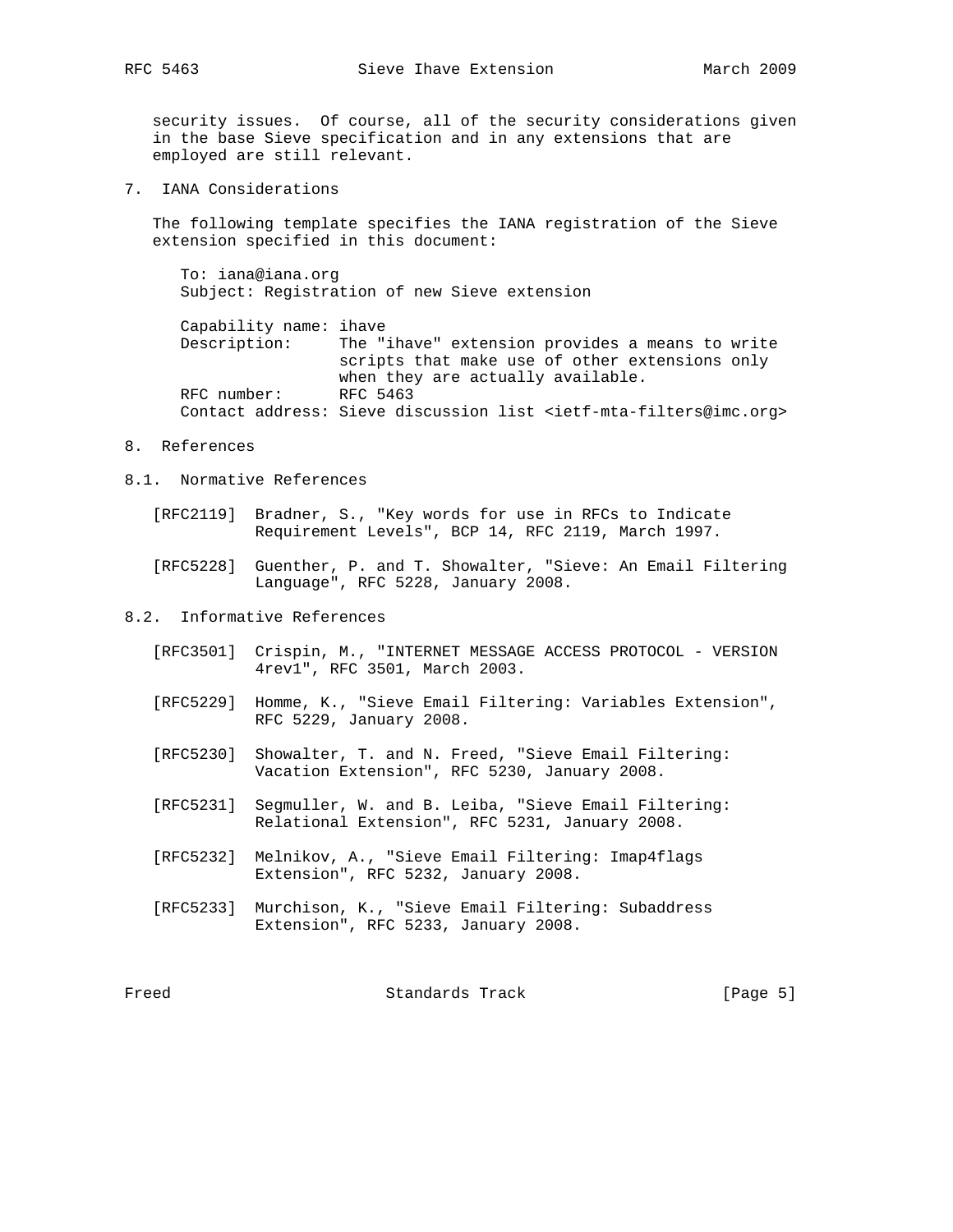security issues. Of course, all of the security considerations given in the base Sieve specification and in any extensions that are employed are still relevant.

## 7. IANA Considerations

The following template specifies the IANA registration of the Sieve extension specified in this document:

```
To: iana@iana.org
Subject: Registration of new Sieve extension

Capability name: ihave
Description:     The "ihave" extension provides a means to write
                 scripts that make use of other extensions only
                 when they are actually available.
RFC number:      RFC 5463
Contact address: Sieve discussion list <ietf-mta-filters@imc.org>
```

## 8. References

### 8.1. Normative References

[RFC2119] Bradner, S., "Key words for use in RFCs to Indicate Requirement Levels", BCP 14, RFC 2119, March 1997.

[RFC5228] Guenther, P. and T. Showalter, "Sieve: An Email Filtering Language", RFC 5228, January 2008.

### 8.2. Informative References

[RFC3501] Crispin, M., "INTERNET MESSAGE ACCESS PROTOCOL - VERSION 4rev1", RFC 3501, March 2003.

[RFC5229] Homme, K., "Sieve Email Filtering: Variables Extension", RFC 5229, January 2008.

[RFC5230] Showalter, T. and N. Freed, "Sieve Email Filtering: Vacation Extension", RFC 5230, January 2008.

[RFC5231] Segmuller, W. and B. Leiba, "Sieve Email Filtering: Relational Extension", RFC 5231, January 2008.

[RFC5232] Melnikov, A., "Sieve Email Filtering: Imap4flags Extension", RFC 5232, January 2008.

[RFC5233] Murchison, K., "Sieve Email Filtering: Subaddress Extension", RFC 5233, January 2008.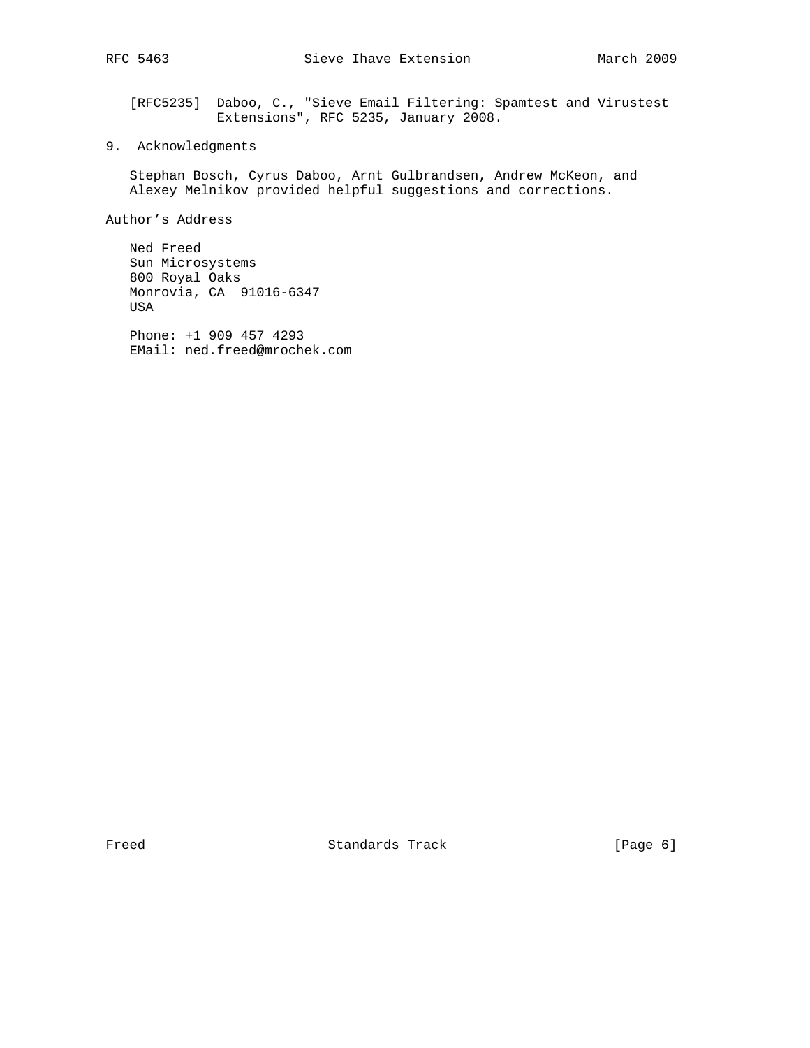[RFC5235] Daboo, C., "Sieve Email Filtering: Spamtest and Virustest Extensions", RFC 5235, January 2008.

## 9. Acknowledgments

Stephan Bosch, Cyrus Daboo, Arnt Gulbrandsen, Andrew McKeon, and Alexey Melnikov provided helpful suggestions and corrections.

## Author's Address

Ned Freed
Sun Microsystems
800 Royal Oaks
Monrovia, CA 91016-6347
USA

Phone: +1 909 457 4293
EMail: ned.freed@mrochek.com